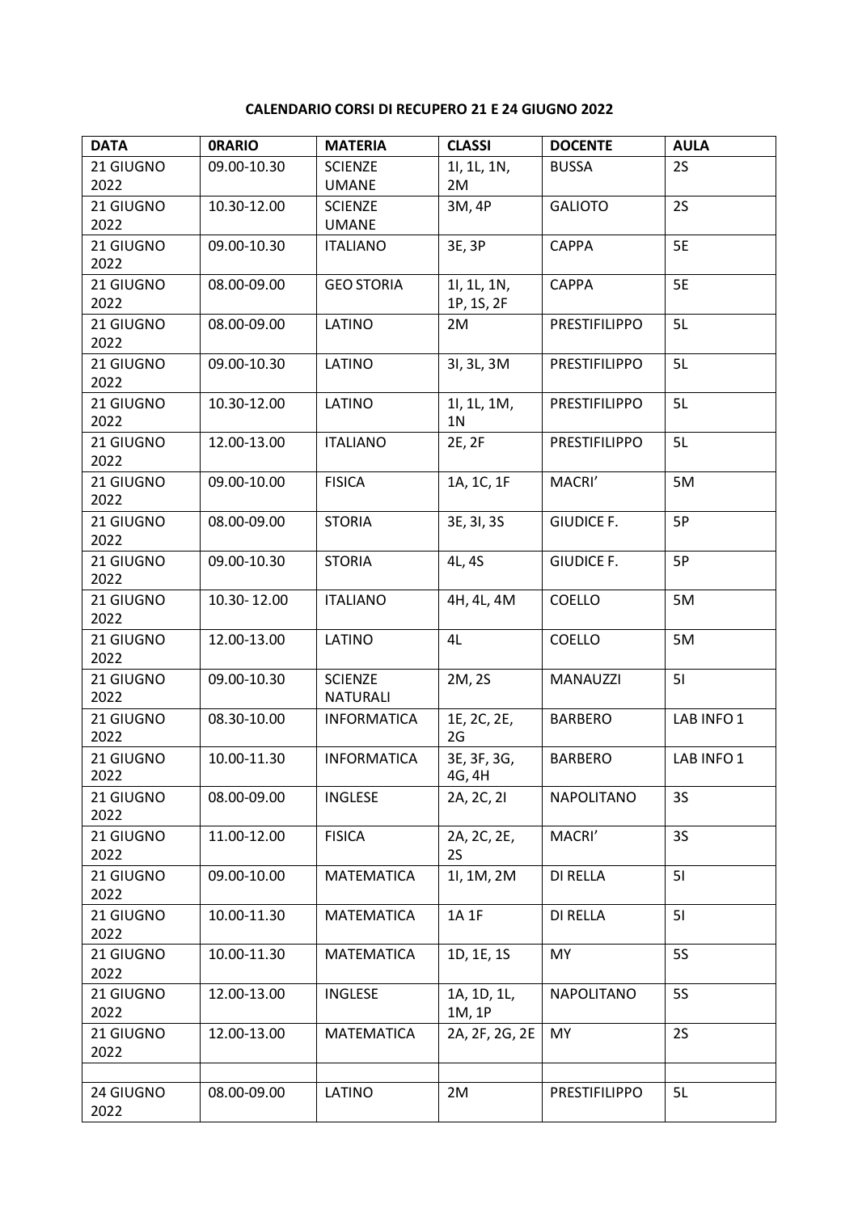**CALENDARIO CORSI DI RECUPERO 21 E 24 GIUGNO 2022**

| DATA | 0RARIO | MATERIA | CLASSI | DOCENTE | AULA |
|---|---|---|---|---|---|
| 21 GIUGNO 2022 | 09.00-10.30 | SCIENZE UMANE | 1I, 1L, 1N, 2M | BUSSA | 2S |
| 21 GIUGNO 2022 | 10.30-12.00 | SCIENZE UMANE | 3M, 4P | GALIOTO | 2S |
| 21 GIUGNO 2022 | 09.00-10.30 | ITALIANO | 3E, 3P | CAPPA | 5E |
| 21 GIUGNO 2022 | 08.00-09.00 | GEO STORIA | 1I, 1L, 1N, 1P, 1S, 2F | CAPPA | 5E |
| 21 GIUGNO 2022 | 08.00-09.00 | LATINO | 2M | PRESTIFILIPPO | 5L |
| 21 GIUGNO 2022 | 09.00-10.30 | LATINO | 3I, 3L, 3M | PRESTIFILIPPO | 5L |
| 21 GIUGNO 2022 | 10.30-12.00 | LATINO | 1I, 1L, 1M, 1N | PRESTIFILIPPO | 5L |
| 21 GIUGNO 2022 | 12.00-13.00 | ITALIANO | 2E, 2F | PRESTIFILIPPO | 5L |
| 21 GIUGNO 2022 | 09.00-10.00 | FISICA | 1A, 1C, 1F | MACRI' | 5M |
| 21 GIUGNO 2022 | 08.00-09.00 | STORIA | 3E, 3I, 3S | GIUDICE F. | 5P |
| 21 GIUGNO 2022 | 09.00-10.30 | STORIA | 4L, 4S | GIUDICE F. | 5P |
| 21 GIUGNO 2022 | 10.30- 12.00 | ITALIANO | 4H, 4L, 4M | COELLO | 5M |
| 21 GIUGNO 2022 | 12.00-13.00 | LATINO | 4L | COELLO | 5M |
| 21 GIUGNO 2022 | 09.00-10.30 | SCIENZE NATURALI | 2M, 2S | MANAUZZI | 5I |
| 21 GIUGNO 2022 | 08.30-10.00 | INFORMATICA | 1E, 2C, 2E, 2G | BARBERO | LAB INFO 1 |
| 21 GIUGNO 2022 | 10.00-11.30 | INFORMATICA | 3E, 3F, 3G, 4G, 4H | BARBERO | LAB INFO 1 |
| 21 GIUGNO 2022 | 08.00-09.00 | INGLESE | 2A, 2C, 2I | NAPOLITANO | 3S |
| 21 GIUGNO 2022 | 11.00-12.00 | FISICA | 2A, 2C, 2E, 2S | MACRI' | 3S |
| 21 GIUGNO 2022 | 09.00-10.00 | MATEMATICA | 1I, 1M, 2M | DI RELLA | 5I |
| 21 GIUGNO 2022 | 10.00-11.30 | MATEMATICA | 1A 1F | DI RELLA | 5I |
| 21 GIUGNO 2022 | 10.00-11.30 | MATEMATICA | 1D, 1E, 1S | MY | 5S |
| 21 GIUGNO 2022 | 12.00-13.00 | INGLESE | 1A, 1D, 1L, 1M, 1P | NAPOLITANO | 5S |
| 21 GIUGNO 2022 | 12.00-13.00 | MATEMATICA | 2A, 2F, 2G, 2E | MY | 2S |
| | | | | | |
| 24 GIUGNO 2022 | 08.00-09.00 | LATINO | 2M | PRESTIFILIPPO | 5L |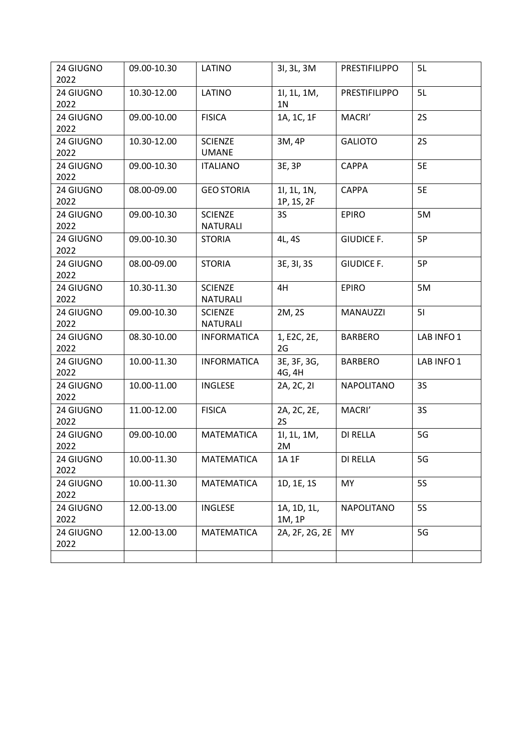| | | | | | |
|---|---|---|---|---|---|
| 24 GIUGNO 2022 | 09.00-10.30 | LATINO | 3I, 3L, 3M | PRESTIFILIPPO | 5L |
| 24 GIUGNO 2022 | 10.30-12.00 | LATINO | 1I, 1L, 1M, 1N | PRESTIFILIPPO | 5L |
| 24 GIUGNO 2022 | 09.00-10.00 | FISICA | 1A, 1C, 1F | MACRI’ | 2S |
| 24 GIUGNO 2022 | 10.30-12.00 | SCIENZE UMANE | 3M, 4P | GALIOTO | 2S |
| 24 GIUGNO 2022 | 09.00-10.30 | ITALIANO | 3E, 3P | CAPPA | 5E |
| 24 GIUGNO 2022 | 08.00-09.00 | GEO STORIA | 1I, 1L, 1N, 1P, 1S, 2F | CAPPA | 5E |
| 24 GIUGNO 2022 | 09.00-10.30 | SCIENZE NATURALI | 3S | EPIRO | 5M |
| 24 GIUGNO 2022 | 09.00-10.30 | STORIA | 4L, 4S | GIUDICE F. | 5P |
| 24 GIUGNO 2022 | 08.00-09.00 | STORIA | 3E, 3I, 3S | GIUDICE F. | 5P |
| 24 GIUGNO 2022 | 10.30-11.30 | SCIENZE NATURALI | 4H | EPIRO | 5M |
| 24 GIUGNO 2022 | 09.00-10.30 | SCIENZE NATURALI | 2M, 2S | MANAUZZI | 5I |
| 24 GIUGNO 2022 | 08.30-10.00 | INFORMATICA | 1, E2C, 2E, 2G | BARBERO | LAB INFO 1 |
| 24 GIUGNO 2022 | 10.00-11.30 | INFORMATICA | 3E, 3F, 3G, 4G, 4H | BARBERO | LAB INFO 1 |
| 24 GIUGNO 2022 | 10.00-11.00 | INGLESE | 2A, 2C, 2I | NAPOLITANO | 3S |
| 24 GIUGNO 2022 | 11.00-12.00 | FISICA | 2A, 2C, 2E, 2S | MACRI’ | 3S |
| 24 GIUGNO 2022 | 09.00-10.00 | MATEMATICA | 1I, 1L, 1M, 2M | DI RELLA | 5G |
| 24 GIUGNO 2022 | 10.00-11.30 | MATEMATICA | 1A 1F | DI RELLA | 5G |
| 24 GIUGNO 2022 | 10.00-11.30 | MATEMATICA | 1D, 1E, 1S | MY | 5S |
| 24 GIUGNO 2022 | 12.00-13.00 | INGLESE | 1A, 1D, 1L, 1M, 1P | NAPOLITANO | 5S |
| 24 GIUGNO 2022 | 12.00-13.00 | MATEMATICA | 2A, 2F, 2G, 2E | MY | 5G |
| | | | | | |